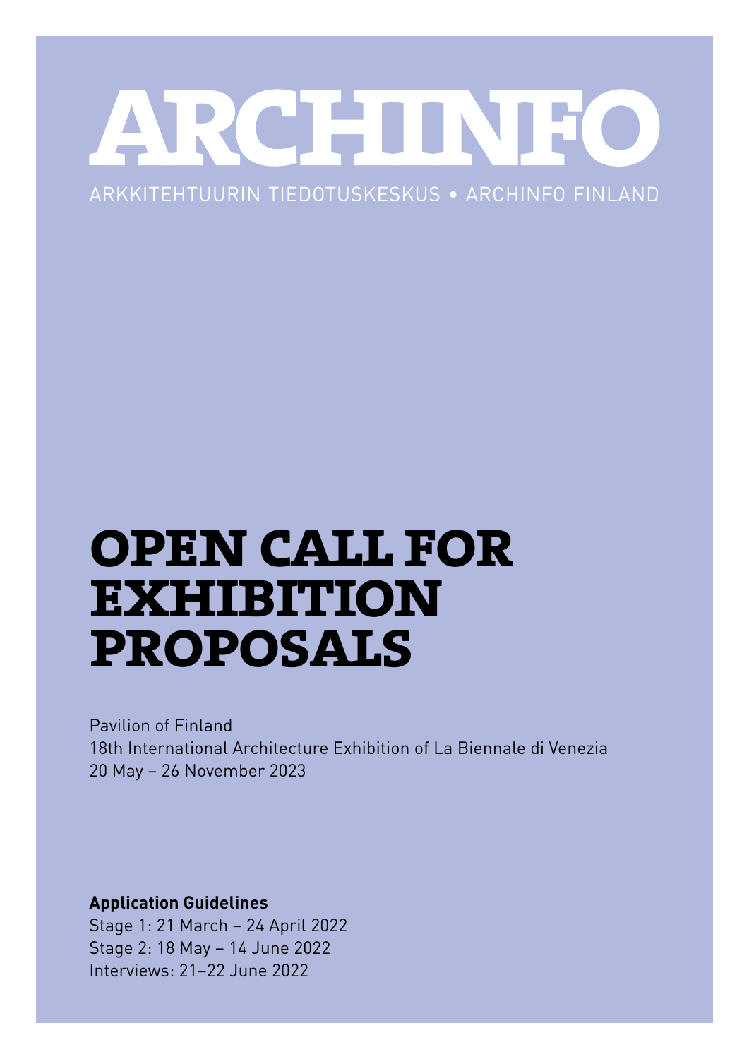# ARCHINFO

ARKKITEHTUURIN TIEDOTUSKESKUS • ARCHINFO FINLAND

# OPEN CALL FOR EXHIBITION PROPOSALS

Pavilion of Finland
18th International Architecture Exhibition of La Biennale di Venezia
20 May – 26 November 2023

**Application Guidelines**
Stage 1: 21 March – 24 April 2022
Stage 2: 18 May – 14 June 2022
Interviews: 21–22 June 2022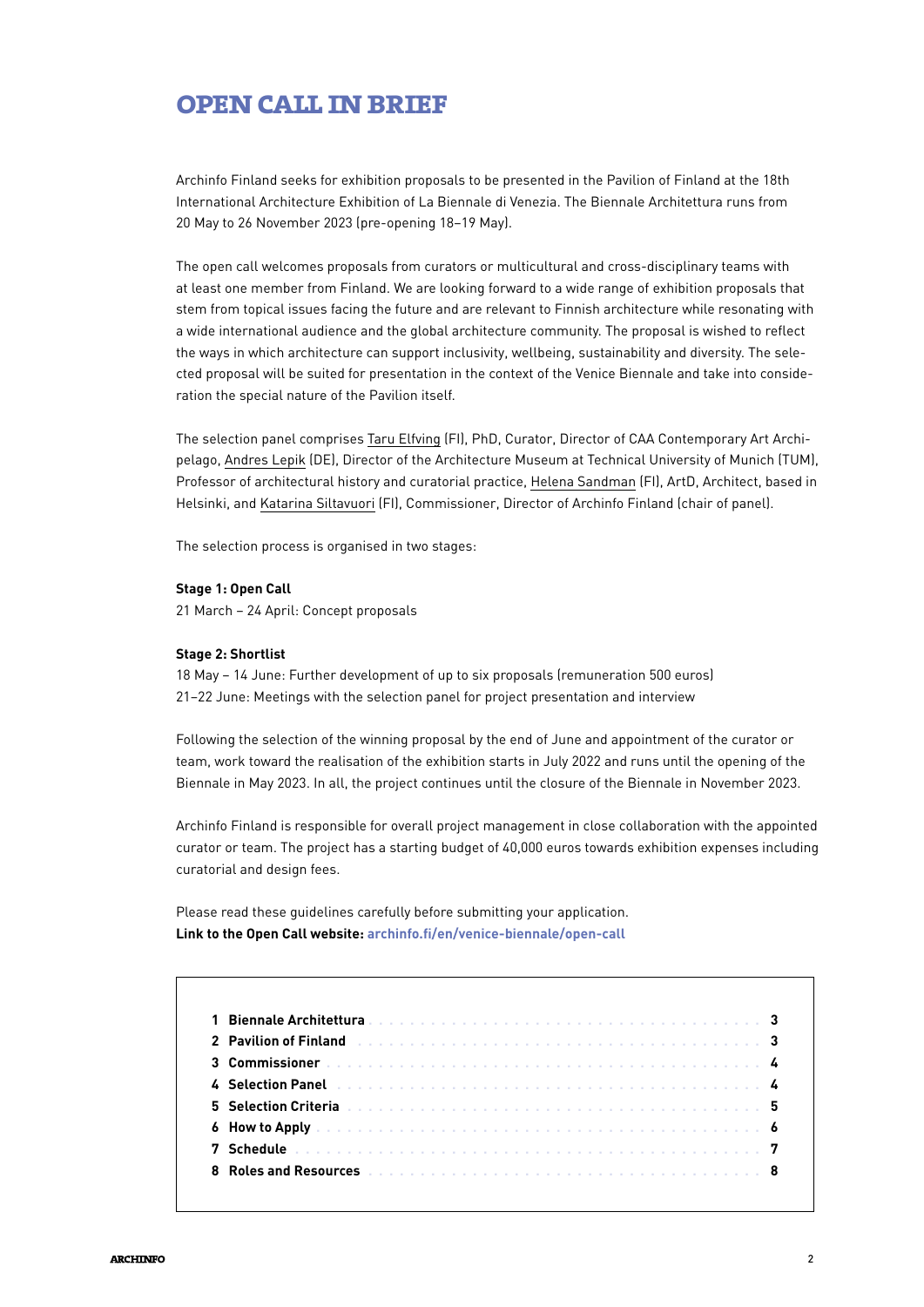# OPEN CALL IN BRIEF

Archinfo Finland seeks for exhibition proposals to be presented in the Pavilion of Finland at the 18th International Architecture Exhibition of La Biennale di Venezia. The Biennale Architettura runs from 20 May to 26 November 2023 (pre-opening 18–19 May).

The open call welcomes proposals from curators or multicultural and cross-disciplinary teams with at least one member from Finland. We are looking forward to a wide range of exhibition proposals that stem from topical issues facing the future and are relevant to Finnish architecture while resonating with a wide international audience and the global architecture community. The proposal is wished to reflect the ways in which architecture can support inclusivity, wellbeing, sustainability and diversity. The selected proposal will be suited for presentation in the context of the Venice Biennale and take into consideration the special nature of the Pavilion itself.

The selection panel comprises Taru Elfving (FI), PhD, Curator, Director of CAA Contemporary Art Archipelago, Andres Lepik (DE), Director of the Architecture Museum at Technical University of Munich (TUM), Professor of architectural history and curatorial practice, Helena Sandman (FI), ArtD, Architect, based in Helsinki, and Katarina Siltavuori (FI), Commissioner, Director of Archinfo Finland (chair of panel).

The selection process is organised in two stages:

**Stage 1: Open Call**
21 March – 24 April: Concept proposals

**Stage 2: Shortlist**
18 May – 14 June: Further development of up to six proposals (remuneration 500 euros)
21–22 June: Meetings with the selection panel for project presentation and interview

Following the selection of the winning proposal by the end of June and appointment of the curator or team, work toward the realisation of the exhibition starts in July 2022 and runs until the opening of the Biennale in May 2023. In all, the project continues until the closure of the Biennale in November 2023.

Archinfo Finland is responsible for overall project management in close collaboration with the appointed curator or team. The project has a starting budget of 40,000 euros towards exhibition expenses including curatorial and design fees.

Please read these guidelines carefully before submitting your application.
**Link to the Open Call website: archinfo.fi/en/venice-biennale/open-call**

| | |
|---|---|
| **1 Biennale Architettura** | **3** |
| **2 Pavilion of Finland** | **3** |
| **3 Commissioner** | **4** |
| **4 Selection Panel** | **4** |
| **5 Selection Criteria** | **5** |
| **6 How to Apply** | **6** |
| **7 Schedule** | **7** |
| **8 Roles and Resources** | **8** |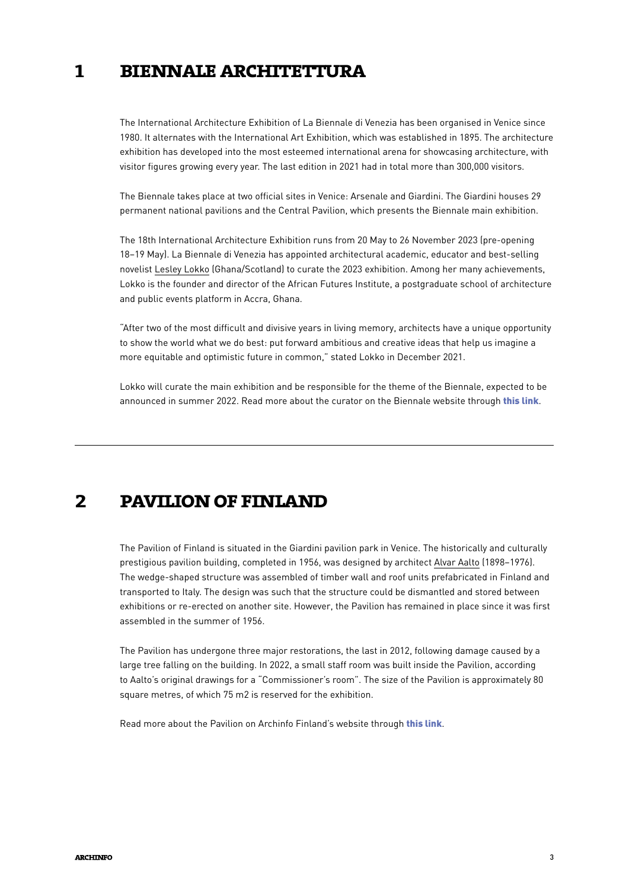# 1 BIENNALE ARCHITETTURA

The International Architecture Exhibition of La Biennale di Venezia has been organised in Venice since 1980. It alternates with the International Art Exhibition, which was established in 1895. The architecture exhibition has developed into the most esteemed international arena for showcasing architecture, with visitor figures growing every year. The last edition in 2021 had in total more than 300,000 visitors.

The Biennale takes place at two official sites in Venice: Arsenale and Giardini. The Giardini houses 29 permanent national pavilions and the Central Pavilion, which presents the Biennale main exhibition.

The 18th International Architecture Exhibition runs from 20 May to 26 November 2023 (pre-opening 18–19 May). La Biennale di Venezia has appointed architectural academic, educator and best-selling novelist Lesley Lokko (Ghana/Scotland) to curate the 2023 exhibition. Among her many achievements, Lokko is the founder and director of the African Futures Institute, a postgraduate school of architecture and public events platform in Accra, Ghana.

"After two of the most difficult and divisive years in living memory, architects have a unique opportunity to show the world what we do best: put forward ambitious and creative ideas that help us imagine a more equitable and optimistic future in common," stated Lokko in December 2021.

Lokko will curate the main exhibition and be responsible for the theme of the Biennale, expected to be announced in summer 2022. Read more about the curator on the Biennale website through **this link**.

---

# 2 PAVILION OF FINLAND

The Pavilion of Finland is situated in the Giardini pavilion park in Venice. The historically and culturally prestigious pavilion building, completed in 1956, was designed by architect Alvar Aalto (1898–1976). The wedge-shaped structure was assembled of timber wall and roof units prefabricated in Finland and transported to Italy. The design was such that the structure could be dismantled and stored between exhibitions or re-erected on another site. However, the Pavilion has remained in place since it was first assembled in the summer of 1956.

The Pavilion has undergone three major restorations, the last in 2012, following damage caused by a large tree falling on the building. In 2022, a small staff room was built inside the Pavilion, according to Aalto's original drawings for a "Commissioner's room". The size of the Pavilion is approximately 80 square metres, of which 75 m2 is reserved for the exhibition.

Read more about the Pavilion on Archinfo Finland's website through **this link**.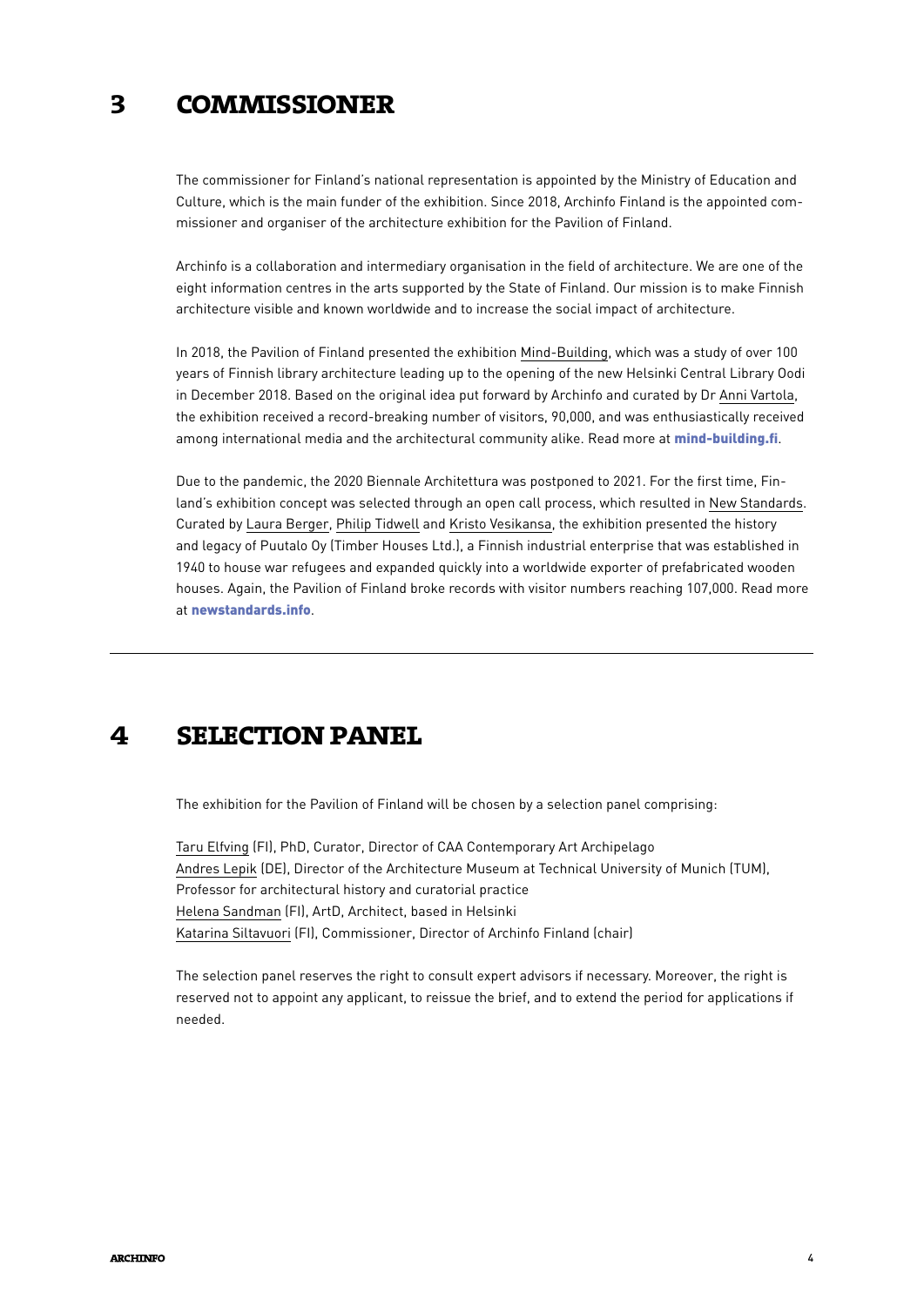## 3 COMMISSIONER

The commissioner for Finland's national representation is appointed by the Ministry of Education and Culture, which is the main funder of the exhibition. Since 2018, Archinfo Finland is the appointed commissioner and organiser of the architecture exhibition for the Pavilion of Finland.

Archinfo is a collaboration and intermediary organisation in the field of architecture. We are one of the eight information centres in the arts supported by the State of Finland. Our mission is to make Finnish architecture visible and known worldwide and to increase the social impact of architecture.

In 2018, the Pavilion of Finland presented the exhibition Mind-Building, which was a study of over 100 years of Finnish library architecture leading up to the opening of the new Helsinki Central Library Oodi in December 2018. Based on the original idea put forward by Archinfo and curated by Dr Anni Vartola, the exhibition received a record-breaking number of visitors, 90,000, and was enthusiastically received among international media and the architectural community alike. Read more at **mind-building.fi**.

Due to the pandemic, the 2020 Biennale Architettura was postponed to 2021. For the first time, Finland's exhibition concept was selected through an open call process, which resulted in New Standards. Curated by Laura Berger, Philip Tidwell and Kristo Vesikansa, the exhibition presented the history and legacy of Puutalo Oy (Timber Houses Ltd.), a Finnish industrial enterprise that was established in 1940 to house war refugees and expanded quickly into a worldwide exporter of prefabricated wooden houses. Again, the Pavilion of Finland broke records with visitor numbers reaching 107,000. Read more at **newstandards.info**.

---

## 4 SELECTION PANEL

The exhibition for the Pavilion of Finland will be chosen by a selection panel comprising:

Taru Elfving (FI), PhD, Curator, Director of CAA Contemporary Art Archipelago
Andres Lepik (DE), Director of the Architecture Museum at Technical University of Munich (TUM), Professor for architectural history and curatorial practice
Helena Sandman (FI), ArtD, Architect, based in Helsinki
Katarina Siltavuori (FI), Commissioner, Director of Archinfo Finland (chair)

The selection panel reserves the right to consult expert advisors if necessary. Moreover, the right is reserved not to appoint any applicant, to reissue the brief, and to extend the period for applications if needed.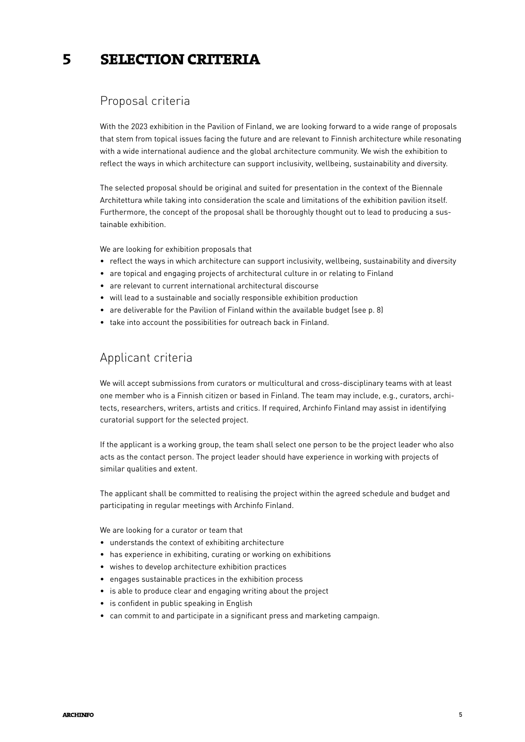# 5 SELECTION CRITERIA

## Proposal criteria

With the 2023 exhibition in the Pavilion of Finland, we are looking forward to a wide range of proposals that stem from topical issues facing the future and are relevant to Finnish architecture while resonating with a wide international audience and the global architecture community. We wish the exhibition to reflect the ways in which architecture can support inclusivity, wellbeing, sustainability and diversity.

The selected proposal should be original and suited for presentation in the context of the Biennale Architettura while taking into consideration the scale and limitations of the exhibition pavilion itself. Furthermore, the concept of the proposal shall be thoroughly thought out to lead to producing a sustainable exhibition.

We are looking for exhibition proposals that

- reflect the ways in which architecture can support inclusivity, wellbeing, sustainability and diversity
- are topical and engaging projects of architectural culture in or relating to Finland
- are relevant to current international architectural discourse
- will lead to a sustainable and socially responsible exhibition production
- are deliverable for the Pavilion of Finland within the available budget (see p. 8)
- take into account the possibilities for outreach back in Finland.

## Applicant criteria

We will accept submissions from curators or multicultural and cross-disciplinary teams with at least one member who is a Finnish citizen or based in Finland. The team may include, e.g., curators, architects, researchers, writers, artists and critics. If required, Archinfo Finland may assist in identifying curatorial support for the selected project.

If the applicant is a working group, the team shall select one person to be the project leader who also acts as the contact person. The project leader should have experience in working with projects of similar qualities and extent.

The applicant shall be committed to realising the project within the agreed schedule and budget and participating in regular meetings with Archinfo Finland.

We are looking for a curator or team that

- understands the context of exhibiting architecture
- has experience in exhibiting, curating or working on exhibitions
- wishes to develop architecture exhibition practices
- engages sustainable practices in the exhibition process
- is able to produce clear and engaging writing about the project
- is confident in public speaking in English
- can commit to and participate in a significant press and marketing campaign.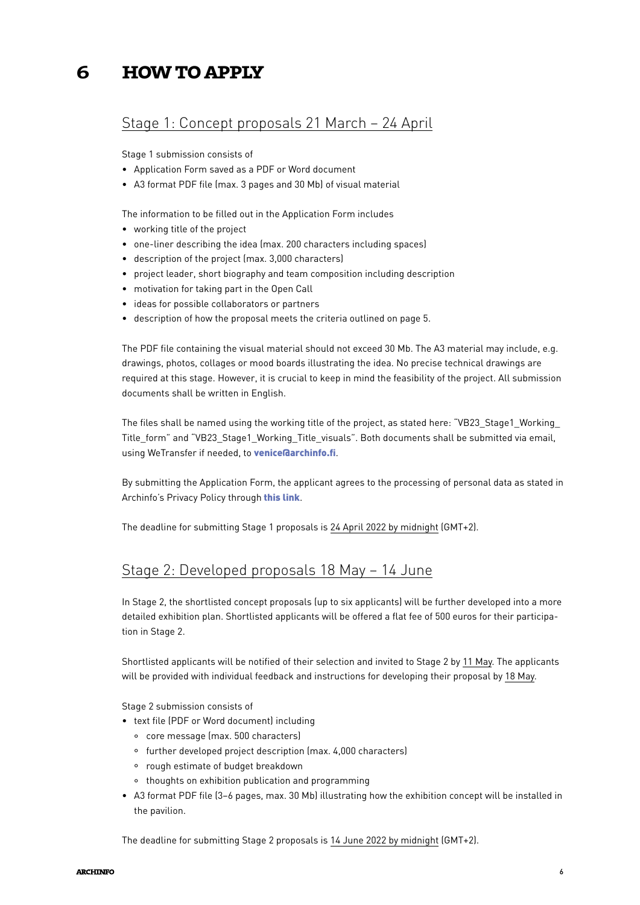# 6 HOW TO APPLY

## Stage 1: Concept proposals 21 March – 24 April

Stage 1 submission consists of

- Application Form saved as a PDF or Word document
- A3 format PDF file (max. 3 pages and 30 Mb) of visual material

The information to be filled out in the Application Form includes

- working title of the project
- one-liner describing the idea (max. 200 characters including spaces)
- description of the project (max. 3,000 characters)
- project leader, short biography and team composition including description
- motivation for taking part in the Open Call
- ideas for possible collaborators or partners
- description of how the proposal meets the criteria outlined on page 5.

The PDF file containing the visual material should not exceed 30 Mb. The A3 material may include, e.g. drawings, photos, collages or mood boards illustrating the idea. No precise technical drawings are required at this stage. However, it is crucial to keep in mind the feasibility of the project. All submission documents shall be written in English.

The files shall be named using the working title of the project, as stated here: "VB23_Stage1_Working_Title_form" and "VB23_Stage1_Working_Title_visuals". Both documents shall be submitted via email, using WeTransfer if needed, to **venice@archinfo.fi**.

By submitting the Application Form, the applicant agrees to the processing of personal data as stated in Archinfo's Privacy Policy through **this link**.

The deadline for submitting Stage 1 proposals is 24 April 2022 by midnight (GMT+2).

## Stage 2: Developed proposals 18 May – 14 June

In Stage 2, the shortlisted concept proposals (up to six applicants) will be further developed into a more detailed exhibition plan. Shortlisted applicants will be offered a flat fee of 500 euros for their participation in Stage 2.

Shortlisted applicants will be notified of their selection and invited to Stage 2 by 11 May. The applicants will be provided with individual feedback and instructions for developing their proposal by 18 May.

Stage 2 submission consists of

- text file (PDF or Word document) including
  - core message (max. 500 characters)
  - further developed project description (max. 4,000 characters)
  - rough estimate of budget breakdown
  - thoughts on exhibition publication and programming
- A3 format PDF file (3–6 pages, max. 30 Mb) illustrating how the exhibition concept will be installed in the pavilion.

The deadline for submitting Stage 2 proposals is 14 June 2022 by midnight (GMT+2).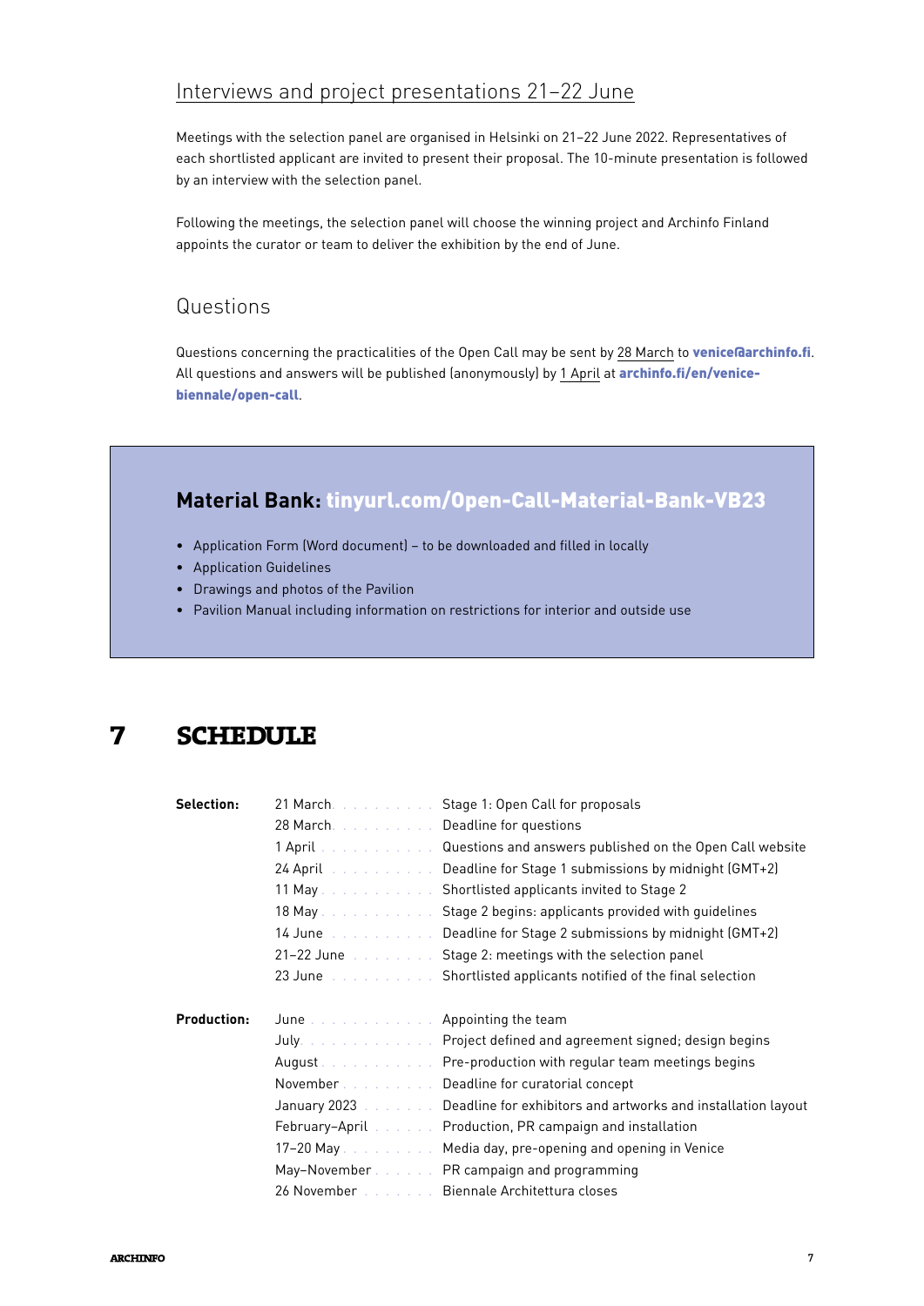### Interviews and project presentations 21–22 June

Meetings with the selection panel are organised in Helsinki on 21–22 June 2022. Representatives of each shortlisted applicant are invited to present their proposal. The 10-minute presentation is followed by an interview with the selection panel.

Following the meetings, the selection panel will choose the winning project and Archinfo Finland appoints the curator or team to deliver the exhibition by the end of June.

### Questions

Questions concerning the practicalities of the Open Call may be sent by 28 March to **venice@archinfo.fi**. All questions and answers will be published (anonymously) by 1 April at **archinfo.fi/en/venice-biennale/open-call**.

**Material Bank: tinyurl.com/Open-Call-Material-Bank-VB23**

- Application Form (Word document) – to be downloaded and filled in locally
- Application Guidelines
- Drawings and photos of the Pavilion
- Pavilion Manual including information on restrictions for interior and outside use

## 7 SCHEDULE

| | | |
|---|---|---|
| **Selection:** | 21 March | Stage 1: Open Call for proposals |
| | 28 March | Deadline for questions |
| | 1 April | Questions and answers published on the Open Call website |
| | 24 April | Deadline for Stage 1 submissions by midnight (GMT+2) |
| | 11 May | Shortlisted applicants invited to Stage 2 |
| | 18 May | Stage 2 begins: applicants provided with guidelines |
| | 14 June | Deadline for Stage 2 submissions by midnight (GMT+2) |
| | 21–22 June | Stage 2: meetings with the selection panel |
| | 23 June | Shortlisted applicants notified of the final selection |
| **Production:** | June | Appointing the team |
| | July | Project defined and agreement signed; design begins |
| | August | Pre-production with regular team meetings begins |
| | November | Deadline for curatorial concept |
| | January 2023 | Deadline for exhibitors and artworks and installation layout |
| | February–April | Production, PR campaign and installation |
| | 17–20 May | Media day, pre-opening and opening in Venice |
| | May–November | PR campaign and programming |
| | 26 November | Biennale Architettura closes |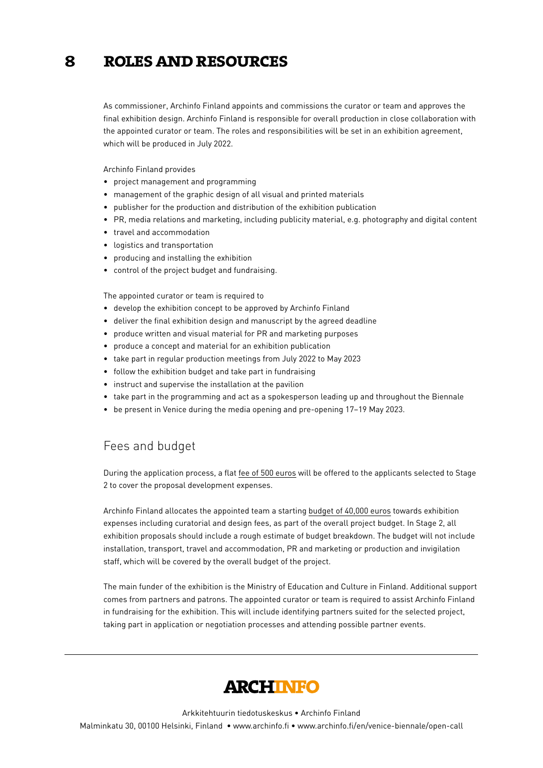# 8 ROLES AND RESOURCES

As commissioner, Archinfo Finland appoints and commissions the curator or team and approves the final exhibition design. Archinfo Finland is responsible for overall production in close collaboration with the appointed curator or team. The roles and responsibilities will be set in an exhibition agreement, which will be produced in July 2022.

Archinfo Finland provides

- project management and programming
- management of the graphic design of all visual and printed materials
- publisher for the production and distribution of the exhibition publication
- PR, media relations and marketing, including publicity material, e.g. photography and digital content
- travel and accommodation
- logistics and transportation
- producing and installing the exhibition
- control of the project budget and fundraising.

The appointed curator or team is required to

- develop the exhibition concept to be approved by Archinfo Finland
- deliver the final exhibition design and manuscript by the agreed deadline
- produce written and visual material for PR and marketing purposes
- produce a concept and material for an exhibition publication
- take part in regular production meetings from July 2022 to May 2023
- follow the exhibition budget and take part in fundraising
- instruct and supervise the installation at the pavilion
- take part in the programming and act as a spokesperson leading up and throughout the Biennale
- be present in Venice during the media opening and pre-opening 17–19 May 2023.

## Fees and budget

During the application process, a flat fee of 500 euros will be offered to the applicants selected to Stage 2 to cover the proposal development expenses.

Archinfo Finland allocates the appointed team a starting budget of 40,000 euros towards exhibition expenses including curatorial and design fees, as part of the overall project budget. In Stage 2, all exhibition proposals should include a rough estimate of budget breakdown. The budget will not include installation, transport, travel and accommodation, PR and marketing or production and invigilation staff, which will be covered by the overall budget of the project.

The main funder of the exhibition is the Ministry of Education and Culture in Finland. Additional support comes from partners and patrons. The appointed curator or team is required to assist Archinfo Finland in fundraising for the exhibition. This will include identifying partners suited for the selected project, taking part in application or negotiation processes and attending possible partner events.